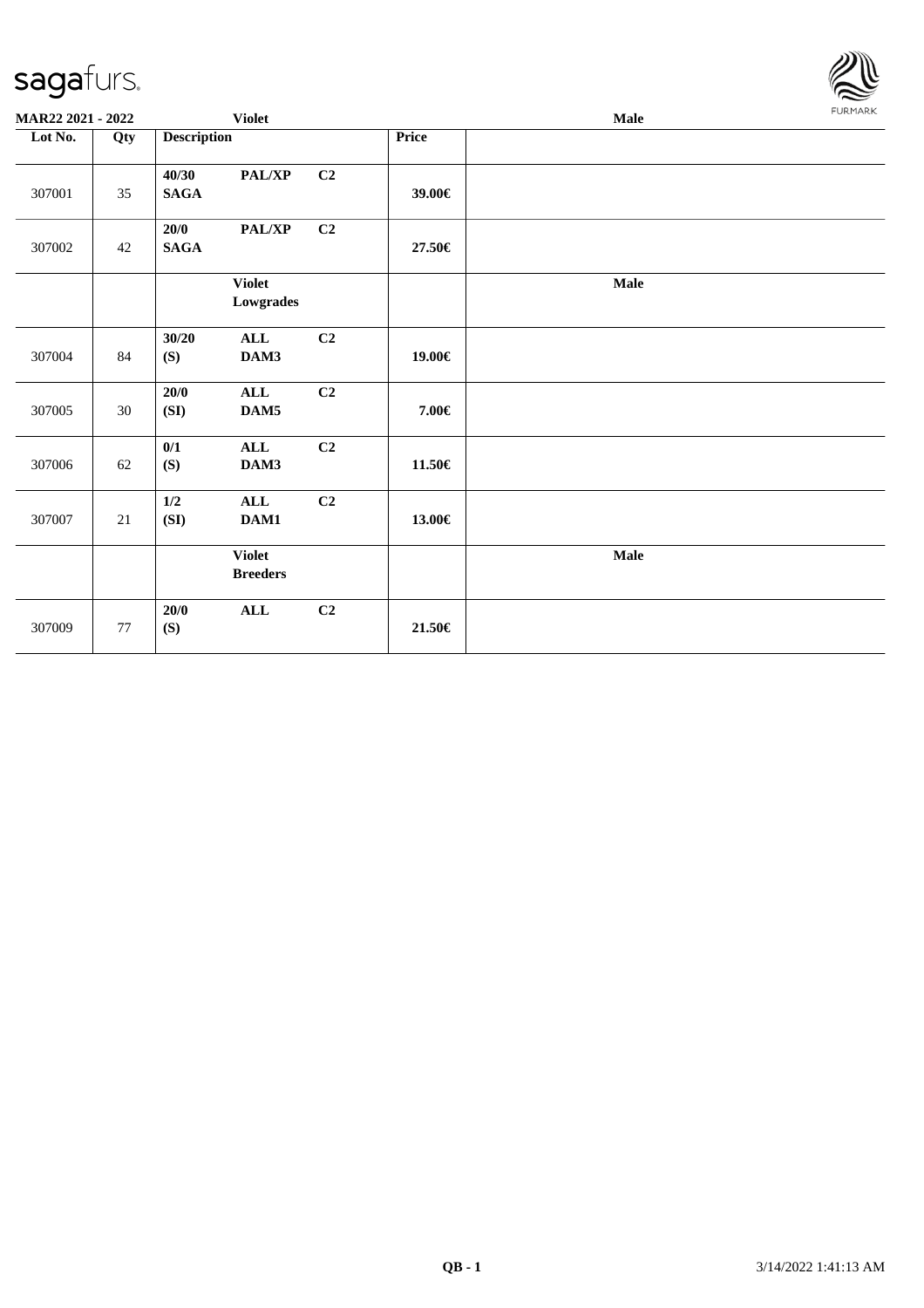**MAR22 2021 - 2022** **Violet** **Male**

| Lot No. | Qty | Description | | | Price | |
|---|---|---|---|---|---|---|
| 307001 | 35 | **40/30** **SAGA** | **PAL/XP** | **C2** | **39.00€** | |
| 307002 | 42 | **20/0** **SAGA** | **PAL/XP** | **C2** | **27.50€** | |
| | | | **Violet** **Lowgrades** | | | **Male** |
| 307004 | 84 | **30/20** **(S)** | **ALL** **DAM3** | **C2** | **19.00€** | |
| 307005 | 30 | **20/0** **(SI)** | **ALL** **DAM5** | **C2** | **7.00€** | |
| 307006 | 62 | **0/1** **(S)** | **ALL** **DAM3** | **C2** | **11.50€** | |
| 307007 | 21 | **1/2** **(SI)** | **ALL** **DAM1** | **C2** | **13.00€** | |
| | | | **Violet** **Breeders** | | | **Male** |
| 307009 | 77 | **20/0** **(S)** | **ALL** | **C2** | **21.50€** | |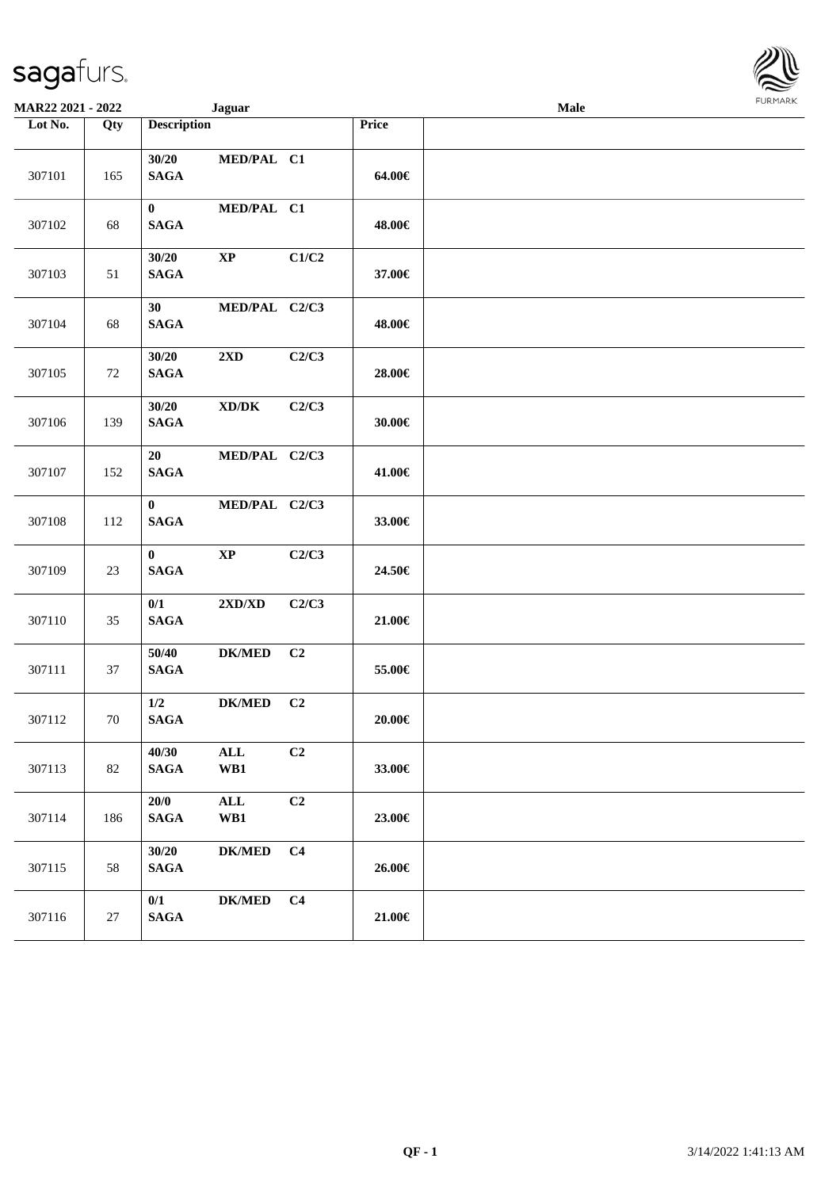**MAR22 2021 - 2022** **Jaguar** **Male**

| Lot No. | Qty | Description | | | Price | |
|---|---|---|---|---|---|---|
| 307101 | 165 | 30/20 SAGA | MED/PAL | C1 | 64.00€ | |
| 307102 | 68 | 0 SAGA | MED/PAL | C1 | 48.00€ | |
| 307103 | 51 | 30/20 SAGA | XP | C1/C2 | 37.00€ | |
| 307104 | 68 | 30 SAGA | MED/PAL | C2/C3 | 48.00€ | |
| 307105 | 72 | 30/20 SAGA | 2XD | C2/C3 | 28.00€ | |
| 307106 | 139 | 30/20 SAGA | XD/DK | C2/C3 | 30.00€ | |
| 307107 | 152 | 20 SAGA | MED/PAL | C2/C3 | 41.00€ | |
| 307108 | 112 | 0 SAGA | MED/PAL | C2/C3 | 33.00€ | |
| 307109 | 23 | 0 SAGA | XP | C2/C3 | 24.50€ | |
| 307110 | 35 | 0/1 SAGA | 2XD/XD | C2/C3 | 21.00€ | |
| 307111 | 37 | 50/40 SAGA | DK/MED | C2 | 55.00€ | |
| 307112 | 70 | 1/2 SAGA | DK/MED | C2 | 20.00€ | |
| 307113 | 82 | 40/30 SAGA | ALL WB1 | C2 | 33.00€ | |
| 307114 | 186 | 20/0 SAGA | ALL WB1 | C2 | 23.00€ | |
| 307115 | 58 | 30/20 SAGA | DK/MED | C4 | 26.00€ | |
| 307116 | 27 | 0/1 SAGA | DK/MED | C4 | 21.00€ | |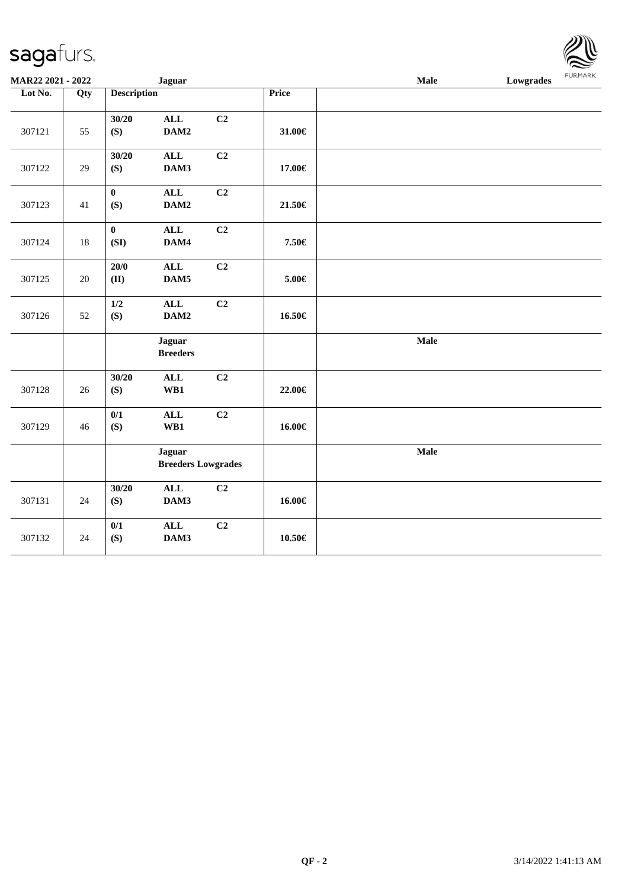| Lot No. | Qty | Description | | | Price | |
|---|---|---|---|---|---|---|
| 307121 | 55 | 30/20 (S) | ALL DAM2 | C2 | 31.00€ | |
| 307122 | 29 | 30/20 (S) | ALL DAM3 | C2 | 17.00€ | |
| 307123 | 41 | 0 (S) | ALL DAM2 | C2 | 21.50€ | |
| 307124 | 18 | 0 (SI) | ALL DAM4 | C2 | 7.50€ | |
| 307125 | 20 | 20/0 (II) | ALL DAM5 | C2 | 5.00€ | |
| 307126 | 52 | 1/2 (S) | ALL DAM2 | C2 | 16.50€ | |
| | | | **Jaguar Breeders** | | | **Male** |
| 307128 | 26 | 30/20 (S) | ALL WB1 | C2 | 22.00€ | |
| 307129 | 46 | 0/1 (S) | ALL WB1 | C2 | 16.00€ | |
| | | | **Jaguar Breeders Lowgrades** | | | **Male** |
| 307131 | 24 | 30/20 (S) | ALL DAM3 | C2 | 16.00€ | |
| 307132 | 24 | 0/1 (S) | ALL DAM3 | C2 | 10.50€ | |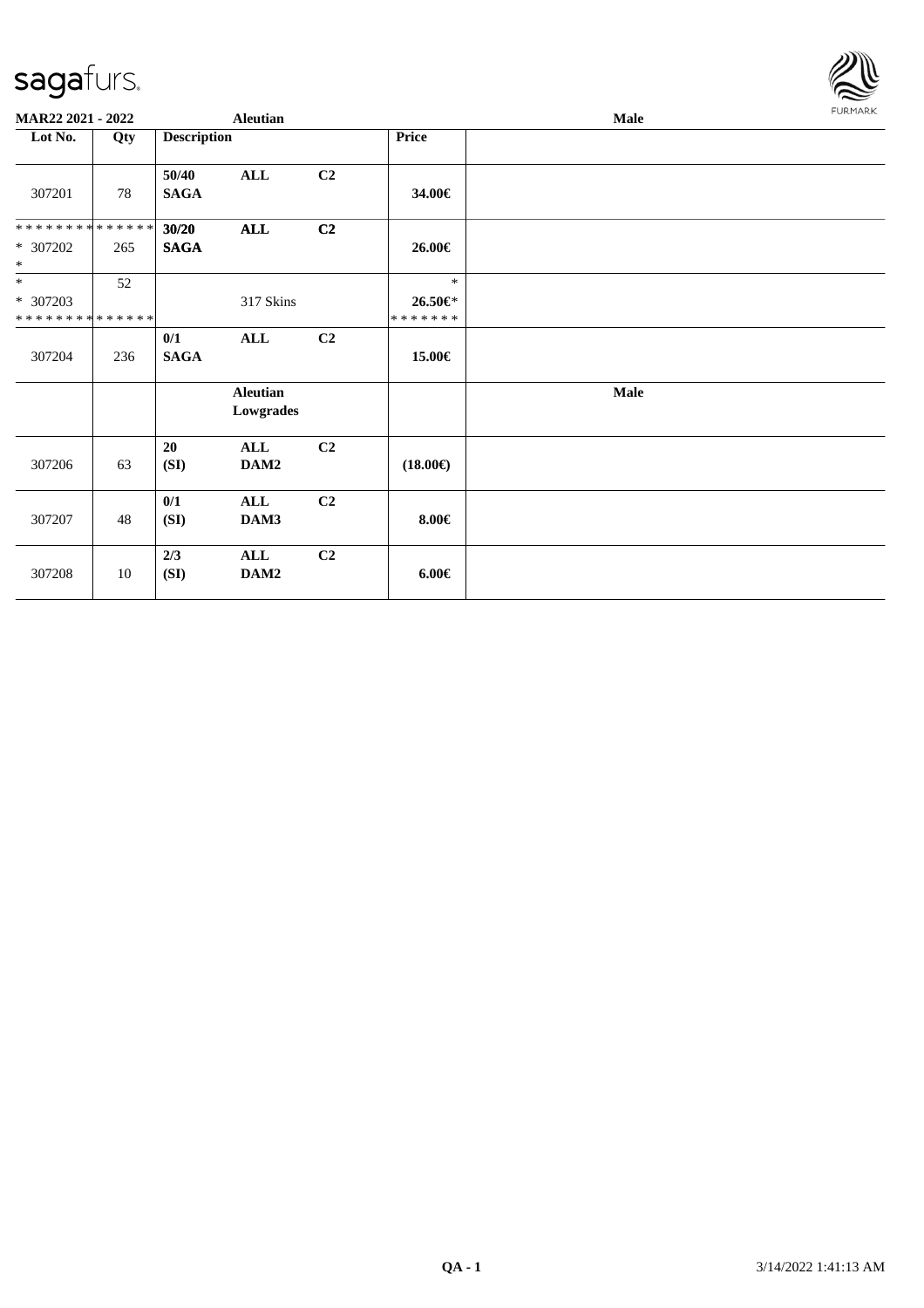| Lot No. | Qty | Description | | | Price | Male |
|---|---|---|---|---|---|---|
| 307201 | 78 | **50/40 SAGA** | **ALL** | **C2** | **34.00€** | |
| ************** * 307202 * | 265 | **30/20 SAGA** | **ALL** | **C2** | **26.00€** | |
| * * 307203 ************** | 52 | | 317 Skins | | * **26.50€*** ******* | |
| 307204 | 236 | **0/1 SAGA** | **ALL** | **C2** | **15.00€** | |
| | | | **Aleutian Lowgrades** | | | **Male** |
| 307206 | 63 | **20 (SI)** | **ALL DAM2** | **C2** | **(18.00€)** | |
| 307207 | 48 | **0/1 (SI)** | **ALL DAM3** | **C2** | **8.00€** | |
| 307208 | 10 | **2/3 (SI)** | **ALL DAM2** | **C2** | **6.00€** | |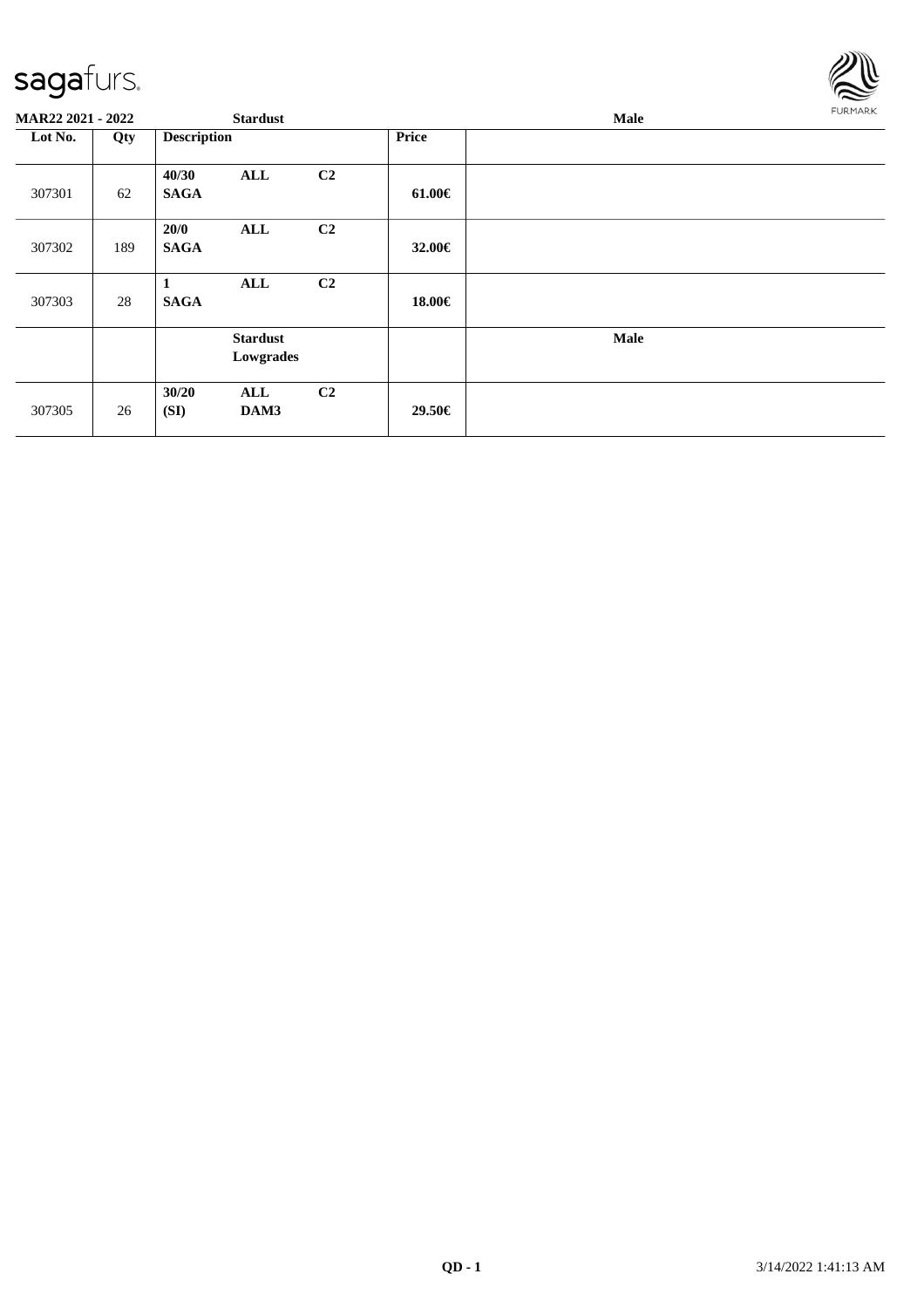**MAR22 2021 - 2022** **Stardust** **Male**

| Lot No. | Qty | Description | | | Price | |
|---|---|---|---|---|---|---|
| 307301 | 62 | **40/30** **SAGA** | **ALL** | **C2** | **61.00€** | |
| 307302 | 189 | **20/0** **SAGA** | **ALL** | **C2** | **32.00€** | |
| 307303 | 28 | **1** **SAGA** | **ALL** | **C2** | **18.00€** | |
| | | | **Stardust Lowgrades** | | | **Male** |
| 307305 | 26 | **30/20** **(SI)** | **ALL** **DAM3** | **C2** | **29.50€** | |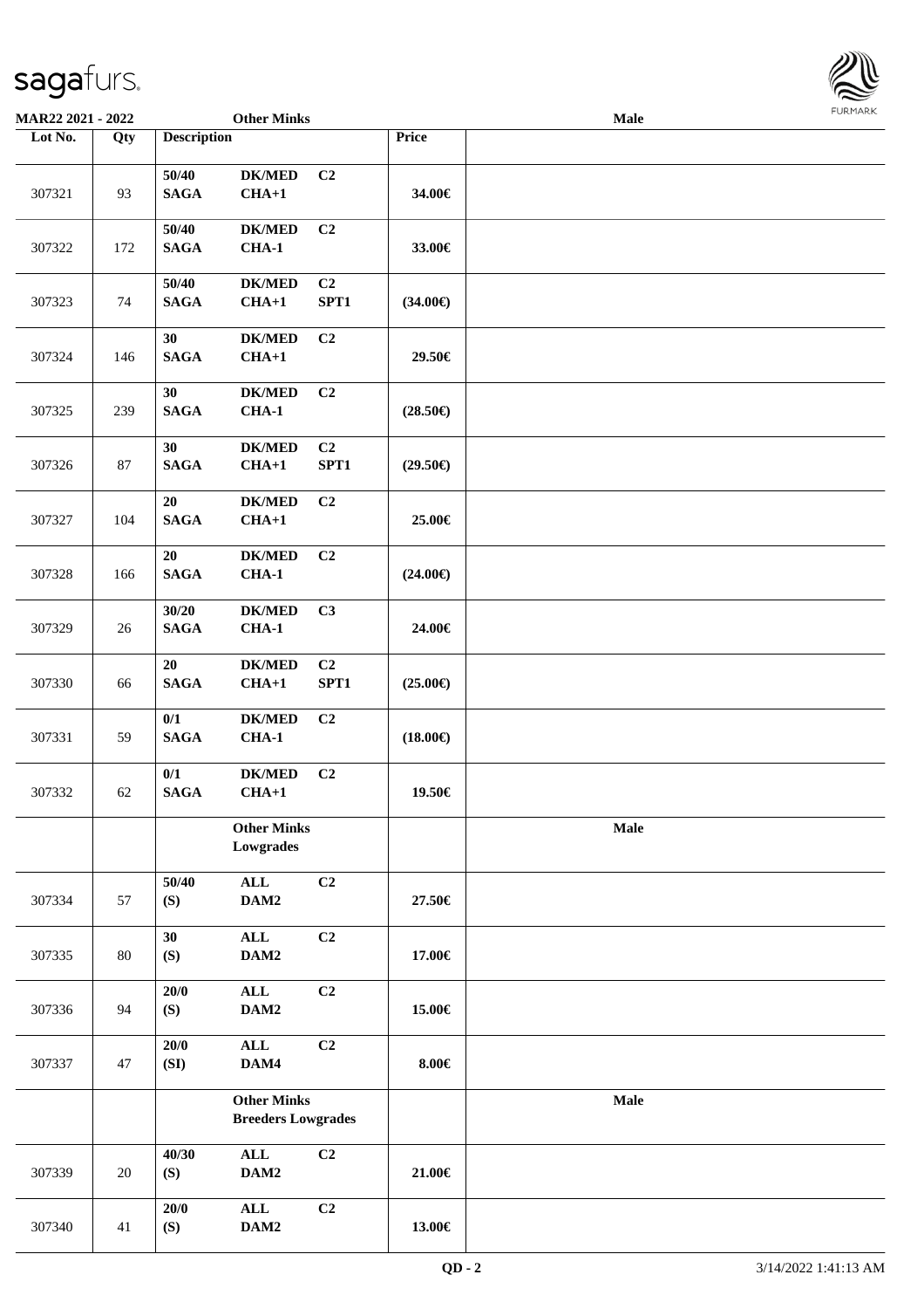| Lot No. | Qty | Description | | | Price | |
|---|---|---|---|---|---|---|
| 307321 | 93 | 50/40 SAGA | DK/MED CHA+1 | C2 | 34.00€ | |
| 307322 | 172 | 50/40 SAGA | DK/MED CHA-1 | C2 | 33.00€ | |
| 307323 | 74 | 50/40 SAGA | DK/MED CHA+1 | C2 SPT1 | (34.00€) | |
| 307324 | 146 | 30 SAGA | DK/MED CHA+1 | C2 | 29.50€ | |
| 307325 | 239 | 30 SAGA | DK/MED CHA-1 | C2 | (28.50€) | |
| 307326 | 87 | 30 SAGA | DK/MED CHA+1 | C2 SPT1 | (29.50€) | |
| 307327 | 104 | 20 SAGA | DK/MED CHA+1 | C2 | 25.00€ | |
| 307328 | 166 | 20 SAGA | DK/MED CHA-1 | C2 | (24.00€) | |
| 307329 | 26 | 30/20 SAGA | DK/MED CHA-1 | C3 | 24.00€ | |
| 307330 | 66 | 20 SAGA | DK/MED CHA+1 | C2 SPT1 | (25.00€) | |
| 307331 | 59 | 0/1 SAGA | DK/MED CHA-1 | C2 | (18.00€) | |
| 307332 | 62 | 0/1 SAGA | DK/MED CHA+1 | C2 | 19.50€ | |
| | | **Other Minks Lowgrades** | | | | **Male** |
| 307334 | 57 | 50/40 (S) | ALL DAM2 | C2 | 27.50€ | |
| 307335 | 80 | 30 (S) | ALL DAM2 | C2 | 17.00€ | |
| 307336 | 94 | 20/0 (S) | ALL DAM2 | C2 | 15.00€ | |
| 307337 | 47 | 20/0 (SI) | ALL DAM4 | C2 | 8.00€ | |
| | | **Other Minks Breeders Lowgrades** | | | | **Male** |
| 307339 | 20 | 40/30 (S) | ALL DAM2 | C2 | 21.00€ | |
| 307340 | 41 | 20/0 (S) | ALL DAM2 | C2 | 13.00€ | |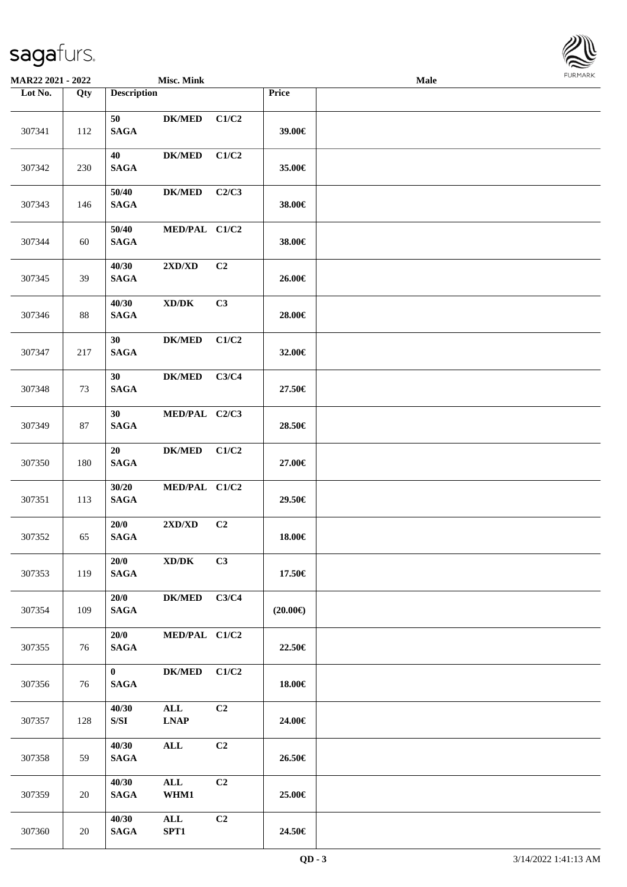**MAR22 2021 - 2022** **Misc. Mink** **Male**

| Lot No. | Qty | Description | | | Price | |
|---|---|---|---|---|---|---|
| 307341 | 112 | 50<br>SAGA | DK/MED | C1/C2 | 39.00€ | |
| 307342 | 230 | 40<br>SAGA | DK/MED | C1/C2 | 35.00€ | |
| 307343 | 146 | 50/40<br>SAGA | DK/MED | C2/C3 | 38.00€ | |
| 307344 | 60 | 50/40<br>SAGA | MED/PAL | C1/C2 | 38.00€ | |
| 307345 | 39 | 40/30<br>SAGA | 2XD/XD | C2 | 26.00€ | |
| 307346 | 88 | 40/30<br>SAGA | XD/DK | C3 | 28.00€ | |
| 307347 | 217 | 30<br>SAGA | DK/MED | C1/C2 | 32.00€ | |
| 307348 | 73 | 30<br>SAGA | DK/MED | C3/C4 | 27.50€ | |
| 307349 | 87 | 30<br>SAGA | MED/PAL | C2/C3 | 28.50€ | |
| 307350 | 180 | 20<br>SAGA | DK/MED | C1/C2 | 27.00€ | |
| 307351 | 113 | 30/20<br>SAGA | MED/PAL | C1/C2 | 29.50€ | |
| 307352 | 65 | 20/0<br>SAGA | 2XD/XD | C2 | 18.00€ | |
| 307353 | 119 | 20/0<br>SAGA | XD/DK | C3 | 17.50€ | |
| 307354 | 109 | 20/0<br>SAGA | DK/MED | C3/C4 | (20.00€) | |
| 307355 | 76 | 20/0<br>SAGA | MED/PAL | C1/C2 | 22.50€ | |
| 307356 | 76 | 0<br>SAGA | DK/MED | C1/C2 | 18.00€ | |
| 307357 | 128 | 40/30<br>S/SI | ALL<br>LNAP | C2 | 24.00€ | |
| 307358 | 59 | 40/30<br>SAGA | ALL | C2 | 26.50€ | |
| 307359 | 20 | 40/30<br>SAGA | ALL<br>WHM1 | C2 | 25.00€ | |
| 307360 | 20 | 40/30<br>SAGA | ALL<br>SPT1 | C2 | 24.50€ | |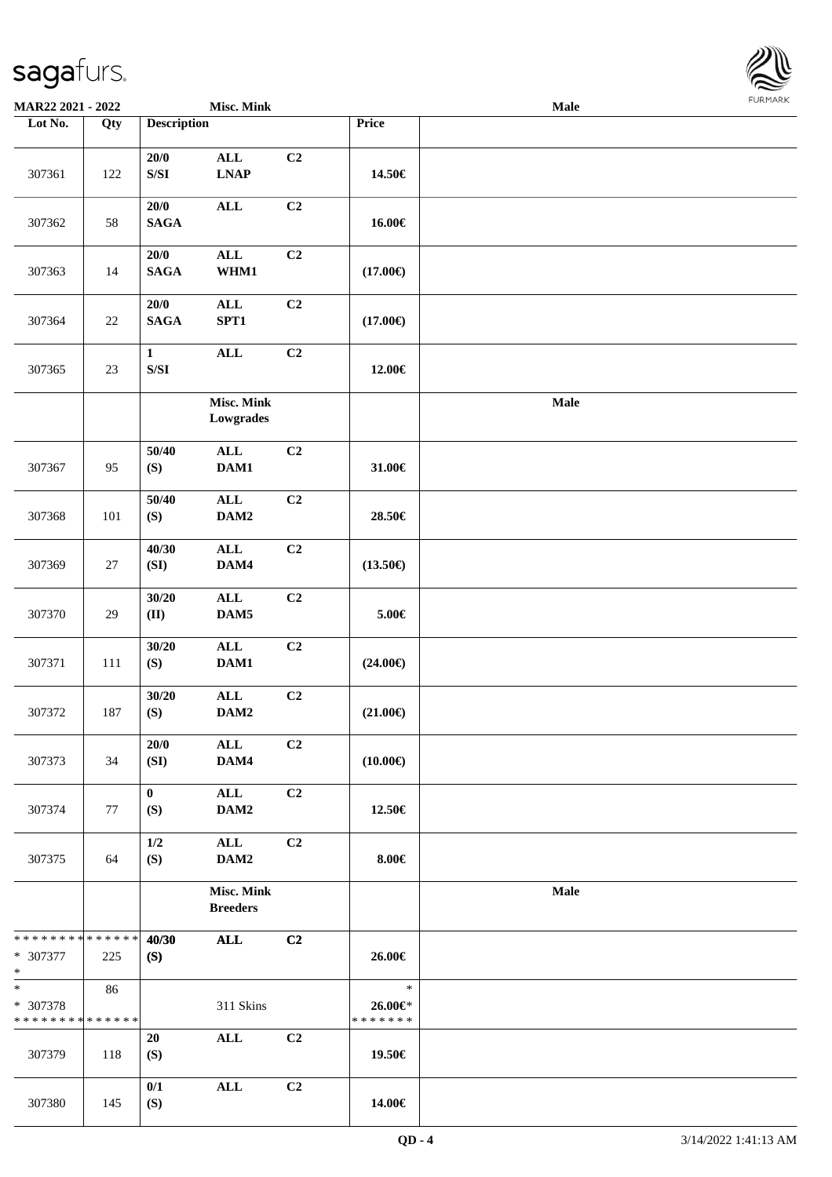| Lot No. | Qty | Description | | | Price | Male |
|---|---|---|---|---|---|---|
| 307361 | 122 | 20/0<br>S/SI | ALL<br>LNAP | C2 | 14.50€ | |
| 307362 | 58 | 20/0<br>SAGA | ALL | C2 | 16.00€ | |
| 307363 | 14 | 20/0<br>SAGA | ALL<br>WHM1 | C2 | (17.00€) | |
| 307364 | 22 | 20/0<br>SAGA | ALL<br>SPT1 | C2 | (17.00€) | |
| 307365 | 23 | 1<br>S/SI | ALL | C2 | 12.00€ | |
| | | | Misc. Mink<br>Lowgrades | | | Male |
| 307367 | 95 | 50/40<br>(S) | ALL<br>DAM1 | C2 | 31.00€ | |
| 307368 | 101 | 50/40<br>(S) | ALL<br>DAM2 | C2 | 28.50€ | |
| 307369 | 27 | 40/30<br>(SI) | ALL<br>DAM4 | C2 | (13.50€) | |
| 307370 | 29 | 30/20<br>(II) | ALL<br>DAM5 | C2 | 5.00€ | |
| 307371 | 111 | 30/20<br>(S) | ALL<br>DAM1 | C2 | (24.00€) | |
| 307372 | 187 | 30/20<br>(S) | ALL<br>DAM2 | C2 | (21.00€) | |
| 307373 | 34 | 20/0<br>(SI) | ALL<br>DAM4 | C2 | (10.00€) | |
| 307374 | 77 | 0<br>(S) | ALL<br>DAM2 | C2 | 12.50€ | |
| 307375 | 64 | 1/2<br>(S) | ALL<br>DAM2 | C2 | 8.00€ | |
| | | | Misc. Mink<br>Breeders | | | Male |
| * * * * * * * * * * * * * *<br>* 307377<br>* | 225 | 40/30<br>(S) | ALL | C2 | 26.00€ | |
| *<br>* 307378<br>* * * * * * * * * * * * * * | 86 | | 311 Skins | | *<br>26.00€*<br>* * * * * * * | |
| 307379 | 118 | 20<br>(S) | ALL | C2 | 19.50€ | |
| 307380 | 145 | 0/1<br>(S) | ALL | C2 | 14.00€ | |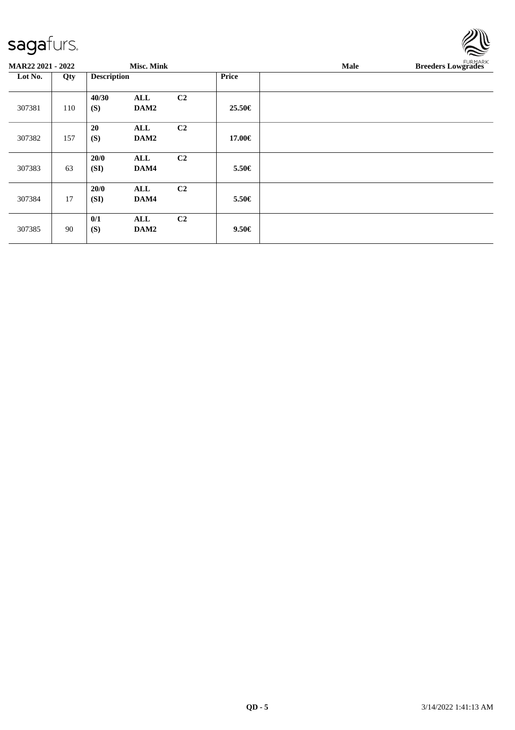| Lot No. | Qty | Description | | | Price | |
|---|---|---|---|---|---|---|
| 307381 | 110 | **40/30** **(S)** | **ALL** **DAM2** | **C2** | **25.50€** | |
| 307382 | 157 | **20** **(S)** | **ALL** **DAM2** | **C2** | **17.00€** | |
| 307383 | 63 | **20/0** **(SI)** | **ALL** **DAM4** | **C2** | **5.50€** | |
| 307384 | 17 | **20/0** **(SI)** | **ALL** **DAM4** | **C2** | **5.50€** | |
| 307385 | 90 | **0/1** **(S)** | **ALL** **DAM2** | **C2** | **9.50€** | |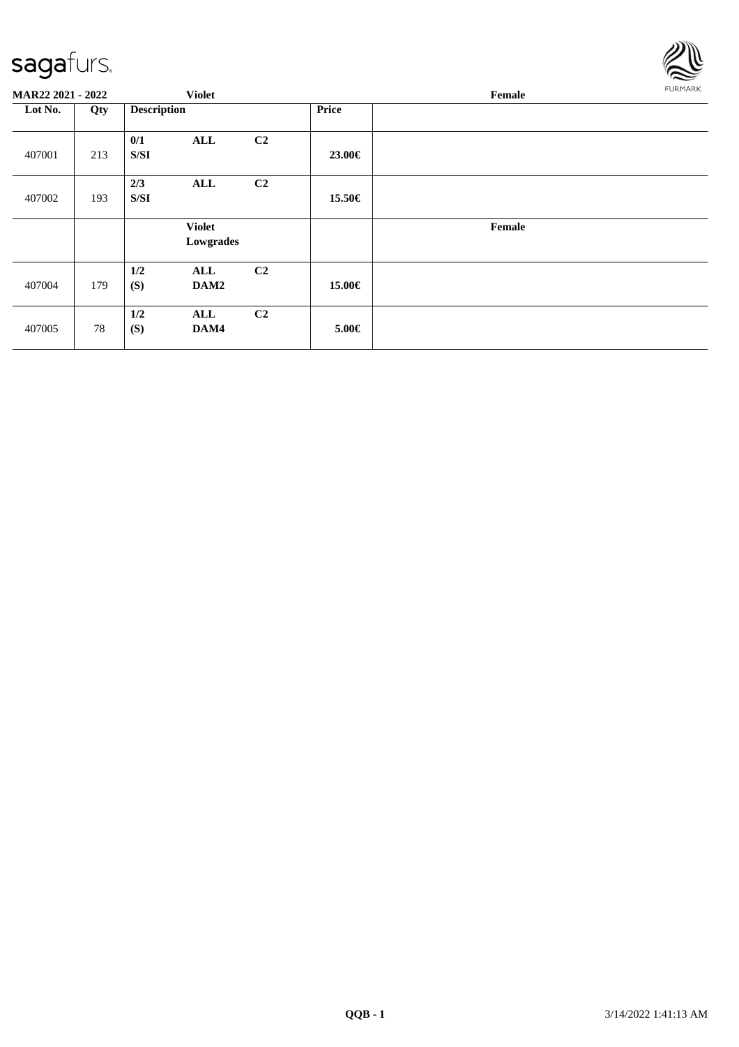| MAR22 2021 - 2022 | | Violet | | | Female |
|---|---|---|---|---|---|
| **Lot No.** | **Qty** | **Description** | | **Price** | |
| 407001 | 213 | 0/1 S/SI | ALL C2 | 23.00€ | |
| 407002 | 193 | 2/3 S/SI | ALL C2 | 15.50€ | |
| | | **Violet Lowgrades** | | | **Female** |
| 407004 | 179 | 1/2 (S) | ALL C2 DAM2 | 15.00€ | |
| 407005 | 78 | 1/2 (S) | ALL C2 DAM4 | 5.00€ | |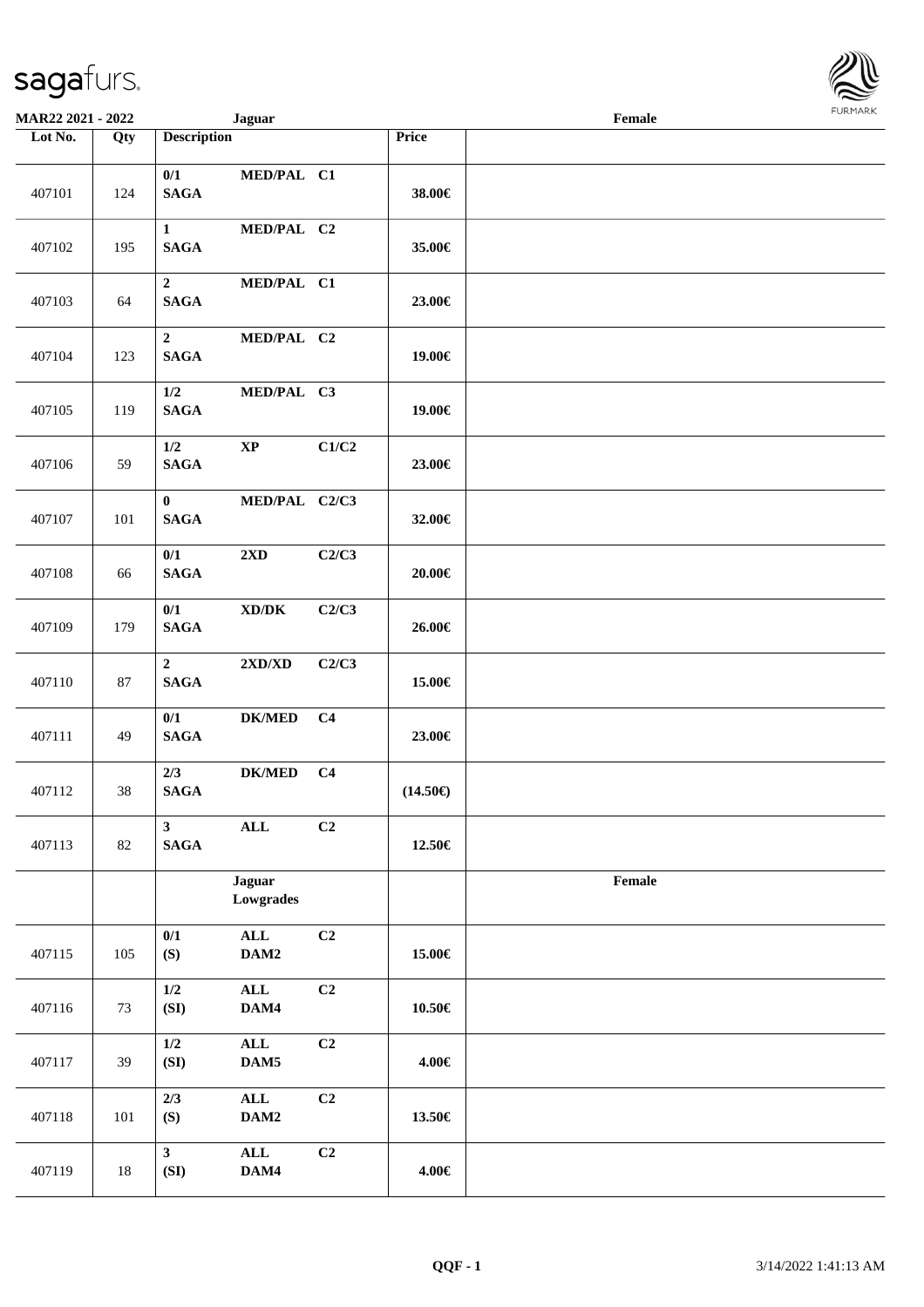**MAR22 2021 - 2022** | **Jaguar** | **Female**

| Lot No. | Qty | Description | | | Price | |
|---|---|---|---|---|---|---|
| 407101 | 124 | 0/1 SAGA | MED/PAL | C1 | 38.00€ | |
| 407102 | 195 | 1 SAGA | MED/PAL | C2 | 35.00€ | |
| 407103 | 64 | 2 SAGA | MED/PAL | C1 | 23.00€ | |
| 407104 | 123 | 2 SAGA | MED/PAL | C2 | 19.00€ | |
| 407105 | 119 | 1/2 SAGA | MED/PAL | C3 | 19.00€ | |
| 407106 | 59 | 1/2 SAGA | XP | C1/C2 | 23.00€ | |
| 407107 | 101 | 0 SAGA | MED/PAL | C2/C3 | 32.00€ | |
| 407108 | 66 | 0/1 SAGA | 2XD | C2/C3 | 20.00€ | |
| 407109 | 179 | 0/1 SAGA | XD/DK | C2/C3 | 26.00€ | |
| 407110 | 87 | 2 SAGA | 2XD/XD | C2/C3 | 15.00€ | |
| 407111 | 49 | 0/1 SAGA | DK/MED | C4 | 23.00€ | |
| 407112 | 38 | 2/3 SAGA | DK/MED | C4 | (14.50€) | |
| 407113 | 82 | 3 SAGA | ALL | C2 | 12.50€ | |
| | | **Jaguar Lowgrades** | | | | **Female** |
| 407115 | 105 | 0/1 (S) | ALL DAM2 | C2 | 15.00€ | |
| 407116 | 73 | 1/2 (SI) | ALL DAM4 | C2 | 10.50€ | |
| 407117 | 39 | 1/2 (SI) | ALL DAM5 | C2 | 4.00€ | |
| 407118 | 101 | 2/3 (S) | ALL DAM2 | C2 | 13.50€ | |
| 407119 | 18 | 3 (SI) | ALL DAM4 | C2 | 4.00€ | |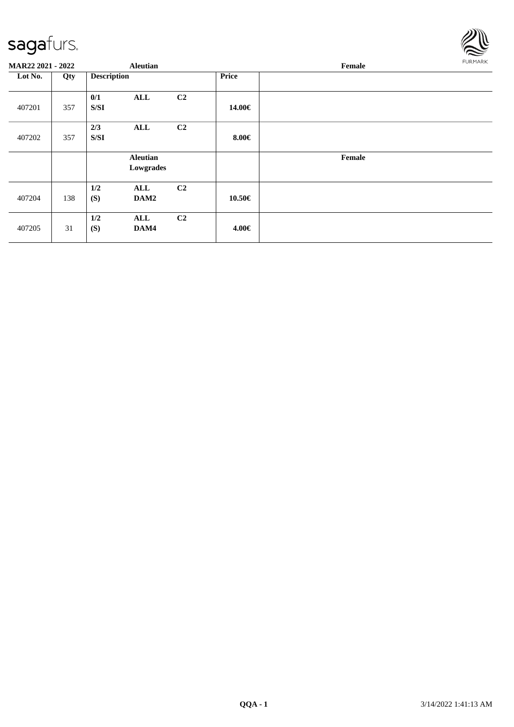| Lot No. | Qty | Description | | | Price | |
|---|---|---|---|---|---|---|
| 407201 | 357 | 0/1 S/SI | ALL | C2 | 14.00€ | |
| 407202 | 357 | 2/3 S/SI | ALL | C2 | 8.00€ | |
| | | | Aleutian Lowgrades | | | Female |
| 407204 | 138 | 1/2 (S) | ALL DAM2 | C2 | 10.50€ | |
| 407205 | 31 | 1/2 (S) | ALL DAM4 | C2 | 4.00€ | |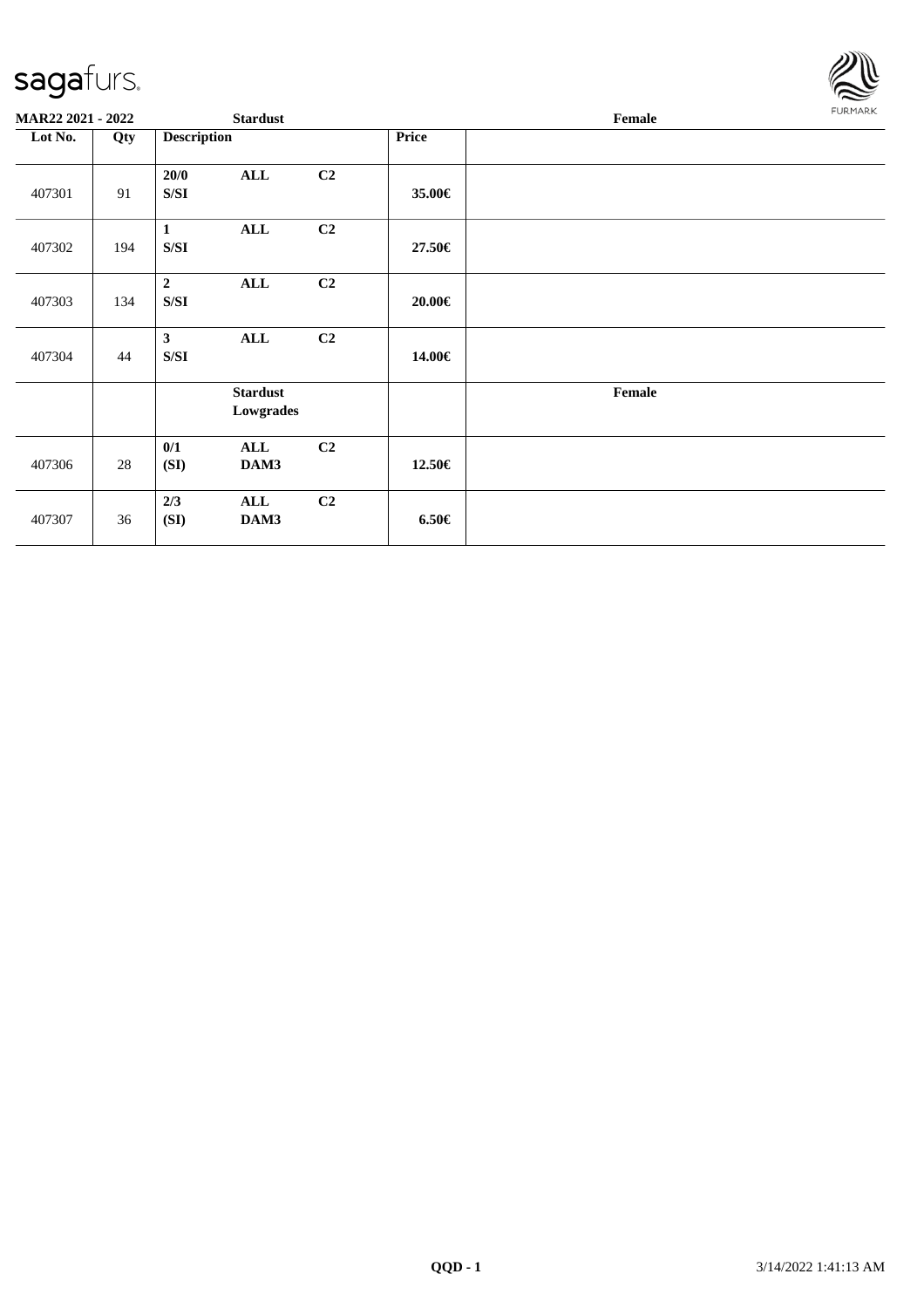**MAR22 2021 - 2022** **Stardust** **Female**

| Lot No. | Qty | Description | | | Price | |
|---|---|---|---|---|---|---|
| 407301 | 91 | **20/0** **S/SI** | **ALL** | **C2** | **35.00€** | |
| 407302 | 194 | **1** **S/SI** | **ALL** | **C2** | **27.50€** | |
| 407303 | 134 | **2** **S/SI** | **ALL** | **C2** | **20.00€** | |
| 407304 | 44 | **3** **S/SI** | **ALL** | **C2** | **14.00€** | |
| | | | **Stardust Lowgrades** | | | **Female** |
| 407306 | 28 | **0/1** **(SI)** | **ALL** **DAM3** | **C2** | **12.50€** | |
| 407307 | 36 | **2/3** **(SI)** | **ALL** **DAM3** | **C2** | **6.50€** | |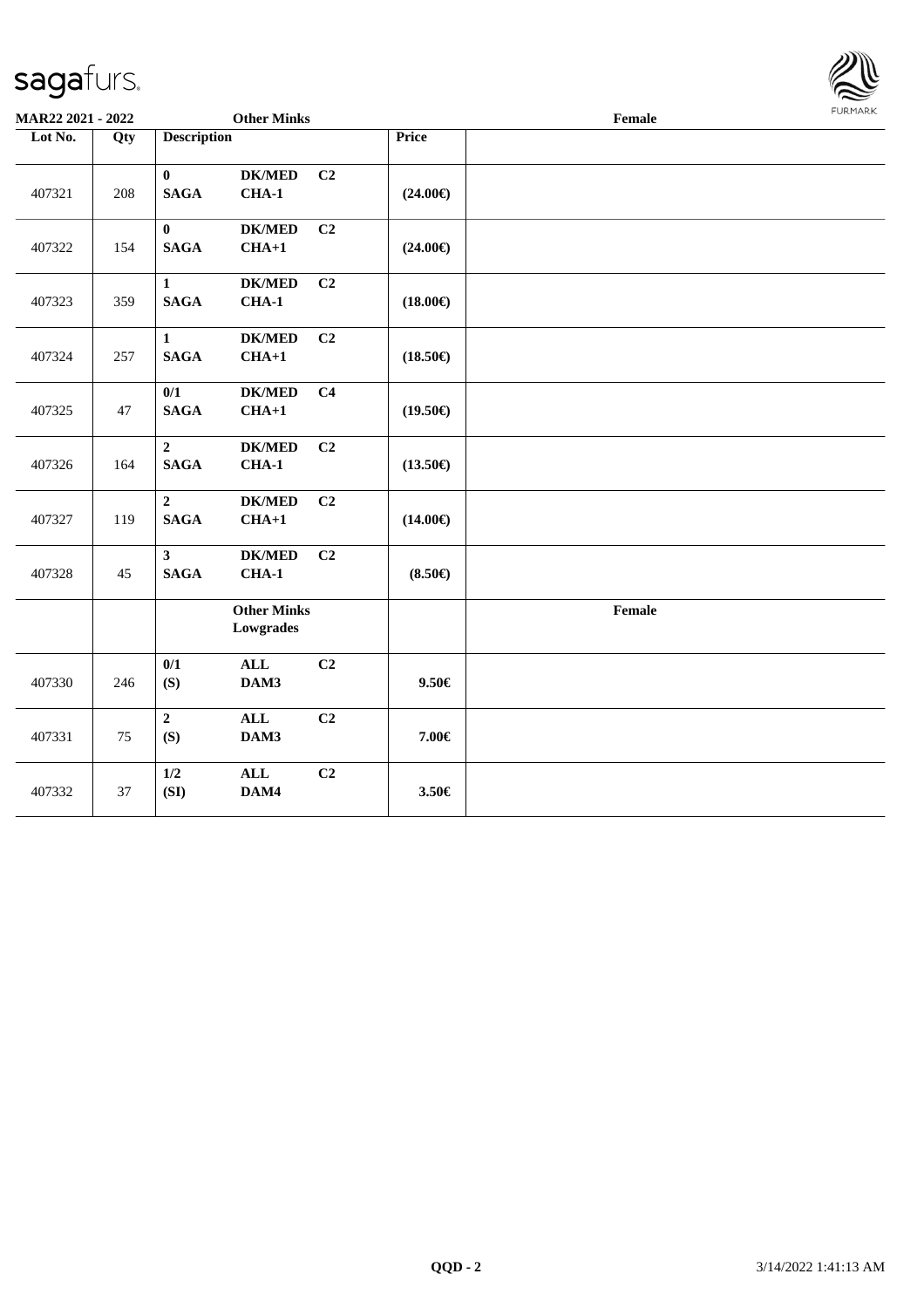**MAR22 2021 - 2022** **Other Minks** **Female**

| Lot No. | Qty | Description | | | Price | |
|---|---|---|---|---|---|---|
| 407321 | 208 | **0** **SAGA** | **DK/MED** **CHA-1** | **C2** | **(24.00€)** | |
| 407322 | 154 | **0** **SAGA** | **DK/MED** **CHA+1** | **C2** | **(24.00€)** | |
| 407323 | 359 | **1** **SAGA** | **DK/MED** **CHA-1** | **C2** | **(18.00€)** | |
| 407324 | 257 | **1** **SAGA** | **DK/MED** **CHA+1** | **C2** | **(18.50€)** | |
| 407325 | 47 | **0/1** **SAGA** | **DK/MED** **CHA+1** | **C4** | **(19.50€)** | |
| 407326 | 164 | **2** **SAGA** | **DK/MED** **CHA-1** | **C2** | **(13.50€)** | |
| 407327 | 119 | **2** **SAGA** | **DK/MED** **CHA+1** | **C2** | **(14.00€)** | |
| 407328 | 45 | **3** **SAGA** | **DK/MED** **CHA-1** | **C2** | **(8.50€)** | |
| | | | **Other Minks Lowgrades** | | | **Female** |
| 407330 | 246 | **0/1** **(S)** | **ALL** **DAM3** | **C2** | **9.50€** | |
| 407331 | 75 | **2** **(S)** | **ALL** **DAM3** | **C2** | **7.00€** | |
| 407332 | 37 | **1/2** **(SI)** | **ALL** **DAM4** | **C2** | **3.50€** | |

QQD - 2 3/14/2022 1:41:13 AM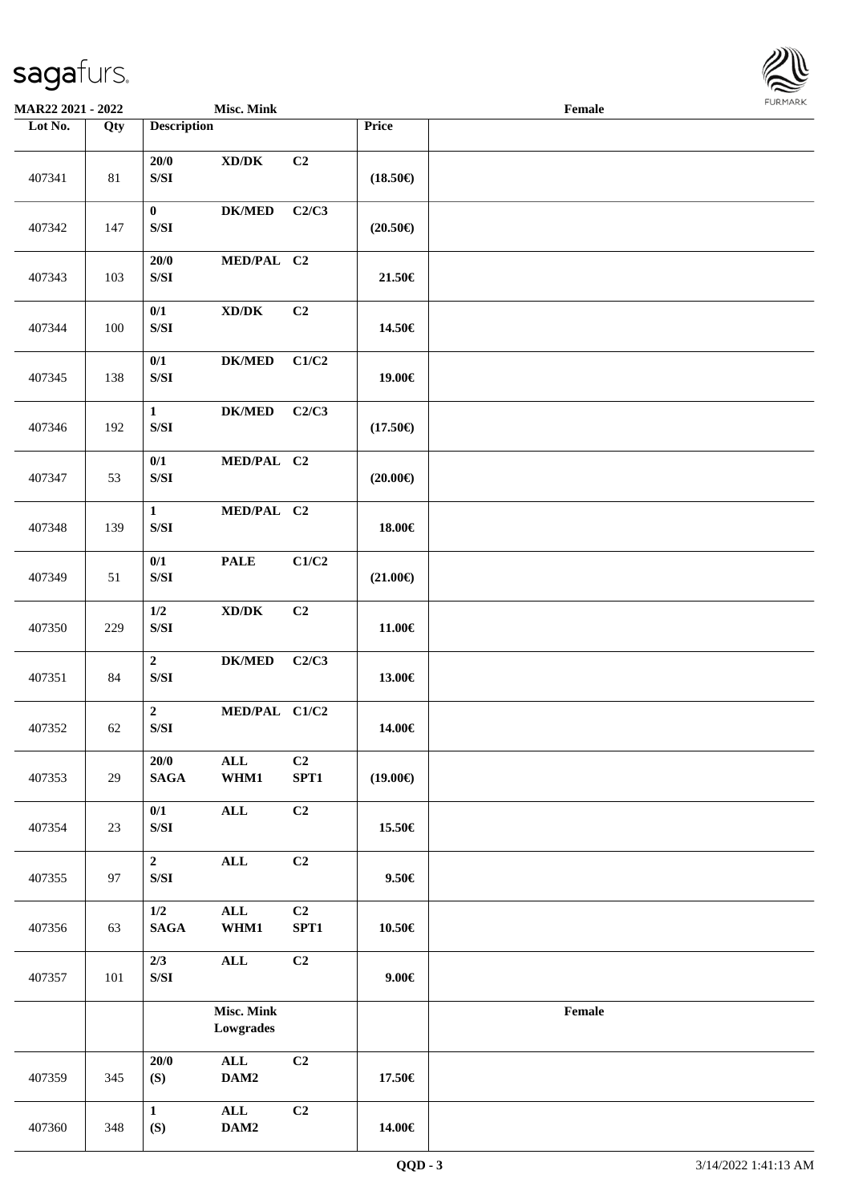| Lot No. | Qty | Description | | | Price | Female |
|---|---|---|---|---|---|---|
| 407341 | 81 | 20/0<br>S/SI | XD/DK | C2 | (18.50€) | |
| 407342 | 147 | 0<br>S/SI | DK/MED | C2/C3 | (20.50€) | |
| 407343 | 103 | 20/0<br>S/SI | MED/PAL | C2 | 21.50€ | |
| 407344 | 100 | 0/1<br>S/SI | XD/DK | C2 | 14.50€ | |
| 407345 | 138 | 0/1<br>S/SI | DK/MED | C1/C2 | 19.00€ | |
| 407346 | 192 | 1<br>S/SI | DK/MED | C2/C3 | (17.50€) | |
| 407347 | 53 | 0/1<br>S/SI | MED/PAL | C2 | (20.00€) | |
| 407348 | 139 | 1<br>S/SI | MED/PAL | C2 | 18.00€ | |
| 407349 | 51 | 0/1<br>S/SI | PALE | C1/C2 | (21.00€) | |
| 407350 | 229 | 1/2<br>S/SI | XD/DK | C2 | 11.00€ | |
| 407351 | 84 | 2<br>S/SI | DK/MED | C2/C3 | 13.00€ | |
| 407352 | 62 | 2<br>S/SI | MED/PAL | C1/C2 | 14.00€ | |
| 407353 | 29 | 20/0<br>SAGA | ALL<br>WHM1 | C2<br>SPT1 | (19.00€) | |
| 407354 | 23 | 0/1<br>S/SI | ALL | C2 | 15.50€ | |
| 407355 | 97 | 2<br>S/SI | ALL | C2 | 9.50€ | |
| 407356 | 63 | 1/2<br>SAGA | ALL<br>WHM1 | C2<br>SPT1 | 10.50€ | |
| 407357 | 101 | 2/3<br>S/SI | ALL | C2 | 9.00€ | |
| | | Misc. Mink<br>Lowgrades | | | | Female |
| 407359 | 345 | 20/0<br>(S) | ALL<br>DAM2 | C2 | 17.50€ | |
| 407360 | 348 | 1<br>(S) | ALL<br>DAM2 | C2 | 14.00€ | |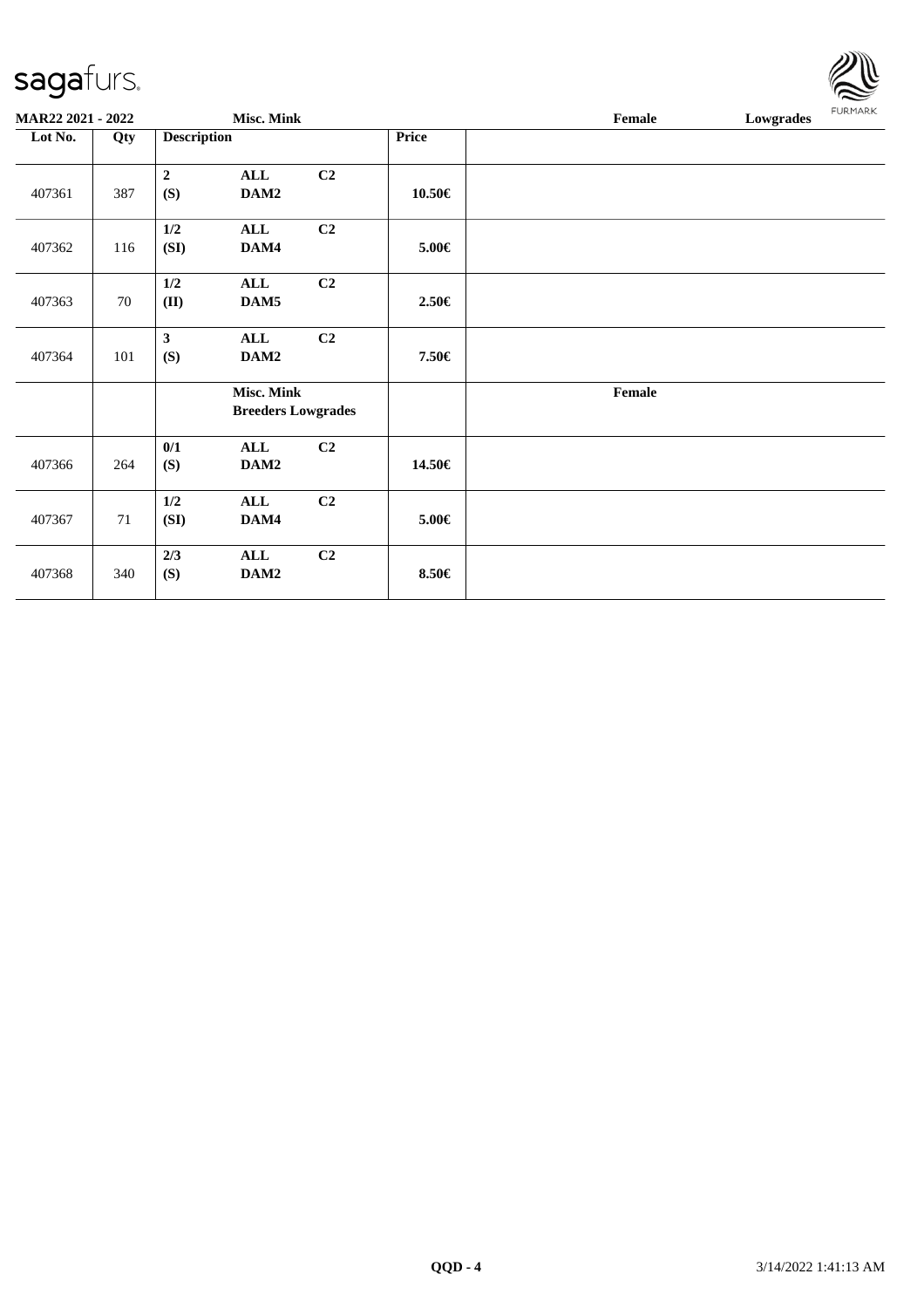**MAR22 2021 - 2022** **Misc. Mink** **Female** **Lowgrades**

| Lot No. | Qty | Description | | | Price | |
|---|---|---|---|---|---|---|
| 407361 | 387 | **2** **(S)** | **ALL** **DAM2** | **C2** | **10.50€** | |
| 407362 | 116 | **1/2** **(SI)** | **ALL** **DAM4** | **C2** | **5.00€** | |
| 407363 | 70 | **1/2** **(II)** | **ALL** **DAM5** | **C2** | **2.50€** | |
| 407364 | 101 | **3** **(S)** | **ALL** **DAM2** | **C2** | **7.50€** | |
| | | | **Misc. Mink** **Breeders Lowgrades** | | | **Female** |
| 407366 | 264 | **0/1** **(S)** | **ALL** **DAM2** | **C2** | **14.50€** | |
| 407367 | 71 | **1/2** **(SI)** | **ALL** **DAM4** | **C2** | **5.00€** | |
| 407368 | 340 | **2/3** **(S)** | **ALL** **DAM2** | **C2** | **8.50€** | |